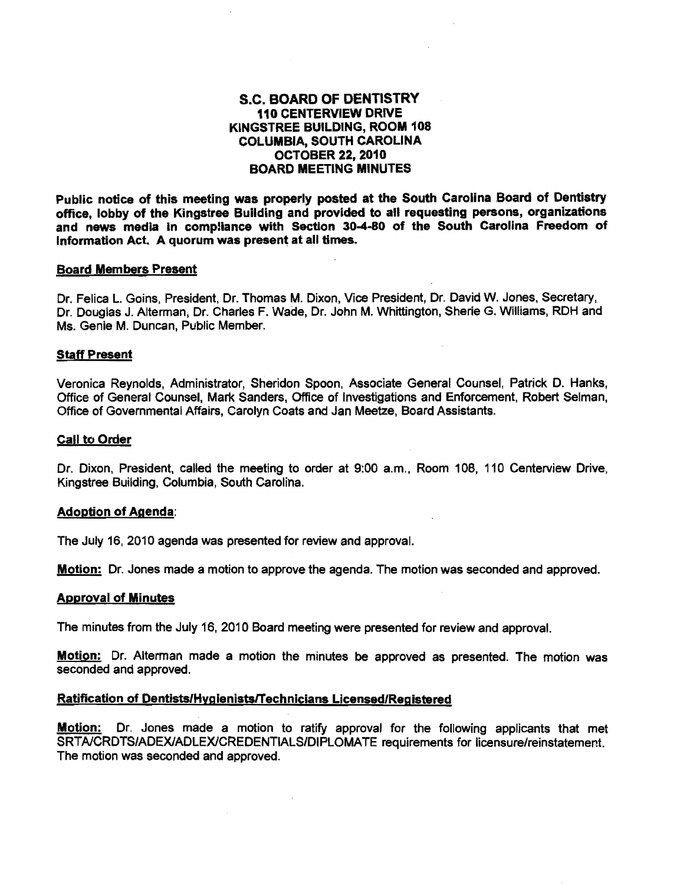# S.C. BOARD OF DENTISTRY
## 110 CENTERVIEW DRIVE
## KINGSTREE BUILDING, ROOM 108
## COLUMBIA, SOUTH CAROLINA
## OCTOBER 22, 2010
## BOARD MEETING MINUTES

**Public notice of this meeting was properly posted at the South Carolina Board of Dentistry office, lobby of the Kingstree Building and provided to all requesting persons, organizations and news media in compliance with Section 30-4-80 of the South Carolina Freedom of Information Act. A quorum was present at all times.**

### Board Members Present

Dr. Felica L. Goins, President, Dr. Thomas M. Dixon, Vice President, Dr. David W. Jones, Secretary, Dr. Douglas J. Alterman, Dr. Charles F. Wade, Dr. John M. Whittington, Sherie G. Williams, RDH and Ms. Genie M. Duncan, Public Member.

### Staff Present

Veronica Reynolds, Administrator, Sheridon Spoon, Associate General Counsel, Patrick D. Hanks, Office of General Counsel, Mark Sanders, Office of Investigations and Enforcement, Robert Selman, Office of Governmental Affairs, Carolyn Coats and Jan Meetze, Board Assistants.

### Call to Order

Dr. Dixon, President, called the meeting to order at 9:00 a.m., Room 108, 110 Centerview Drive, Kingstree Building, Columbia, South Carolina.

### Adoption of Agenda:

The July 16, 2010 agenda was presented for review and approval.

**Motion:** Dr. Jones made a motion to approve the agenda. The motion was seconded and approved.

### Approval of Minutes

The minutes from the July 16, 2010 Board meeting were presented for review and approval.

**Motion:** Dr. Alterman made a motion the minutes be approved as presented. The motion was seconded and approved.

### Ratification of Dentists/Hygienists/Technicians Licensed/Registered

**Motion:** Dr. Jones made a motion to ratify approval for the following applicants that met SRTA/CRDTS/ADEX/ADLEX/CREDENTIALS/DIPLOMATE requirements for licensure/reinstatement. The motion was seconded and approved.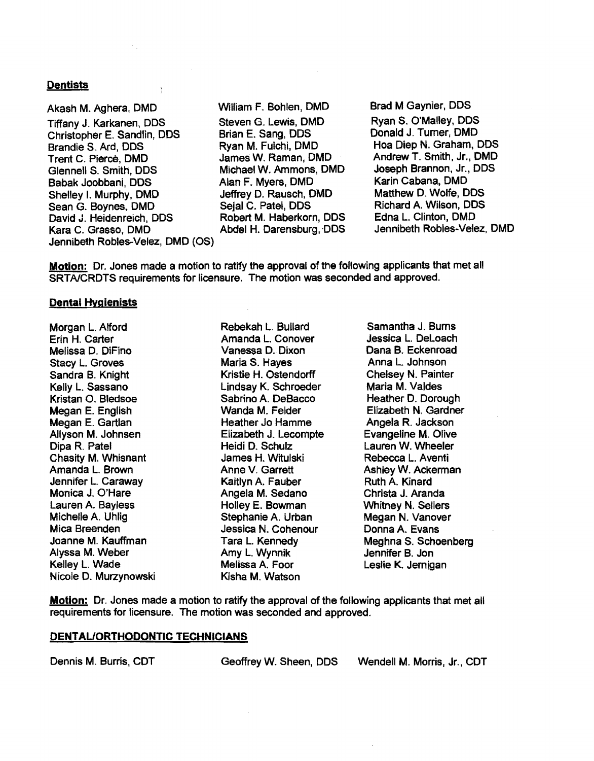**Dentists**

Akash M. Aghera, DMD
Tiffany J. Karkanen, DDS
Christopher E. Sandlin, DDS
Brandie S. Ard, DDS
Trent C. Pierce, DMD
Glennell S. Smith, DDS
Babak Joobbani, DDS
Shelley I. Murphy, DMD
Sean G. Boynes, DMD
David J. Heidenreich, DDS
Kara C. Grasso, DMD
Jennibeth Robles-Velez, DMD (OS)
William F. Bohlen, DMD
Steven G. Lewis, DMD
Brian E. Sang, DDS
Ryan M. Fulchi, DMD
James W. Raman, DMD
Michael W. Ammons, DMD
Alan F. Myers, DMD
Jeffrey D. Rausch, DMD
Sejal C. Patel, DDS
Robert M. Haberkorn, DDS
Abdel H. Darensburg, DDS
Brad M Gaynier, DDS
Ryan S. O'Malley, DDS
Donald J. Turner, DMD
Hoa Diep N. Graham, DDS
Andrew T. Smith, Jr., DMD
Joseph Brannon, Jr., DDS
Karin Cabana, DMD
Matthew D. Wolfe, DDS
Richard A. Wilson, DDS
Edna L. Clinton, DMD
Jennibeth Robles-Velez, DMD

**Motion:** Dr. Jones made a motion to ratify the approval of the following applicants that met all SRTA/CRDTS requirements for licensure. The motion was seconded and approved.

**Dental Hygienists**

Morgan L. Alford
Erin H. Carter
Melissa D. DiFino
Stacy L. Groves
Sandra B. Knight
Kelly L. Sassano
Kristan O. Bledsoe
Megan E. English
Megan E. Gartlan
Allyson M. Johnsen
Dipa R. Patel
Chasity M. Whisnant
Amanda L. Brown
Jennifer L. Caraway
Monica J. O'Hare
Lauren A. Bayless
Michelle A. Uhlig
Mica Breenden
Joanne M. Kauffman
Alyssa M. Weber
Kelley L. Wade
Nicole D. Murzynowski
Rebekah L. Bullard
Amanda L. Conover
Vanessa D. Dixon
Maria S. Hayes
Kristie H. Ostendorff
Lindsay K. Schroeder
Sabrino A. DeBacco
Wanda M. Felder
Heather Jo Hamme
Elizabeth J. Lecompte
Heidi D. Schulz
James H. Witulski
Anne V. Garrett
Kaitlyn A. Fauber
Angela M. Sedano
Holley E. Bowman
Stephanie A. Urban
Jessica N. Cohenour
Tara L. Kennedy
Amy L. Wynnik
Melissa A. Foor
Kisha M. Watson
Samantha J. Burns
Jessica L. DeLoach
Dana B. Eckenroad
Anna L. Johnson
Chelsey N. Painter
Maria M. Valdes
Heather D. Dorough
Elizabeth N. Gardner
Angela R. Jackson
Evangeline M. Olive
Lauren W. Wheeler
Rebecca L. Aventi
Ashley W. Ackerman
Ruth A. Kinard
Christa J. Aranda
Whitney N. Sellers
Megan N. Vanover
Donna A. Evans
Meghna S. Schoenberg
Jennifer B. Jon
Leslie K. Jernigan

**Motion:** Dr. Jones made a motion to ratify the approval of the following applicants that met all requirements for licensure. The motion was seconded and approved.

**DENTAL/ORTHODONTIC TECHNICIANS**

Dennis M. Burris, CDT
Geoffrey W. Sheen, DDS
Wendell M. Morris, Jr., CDT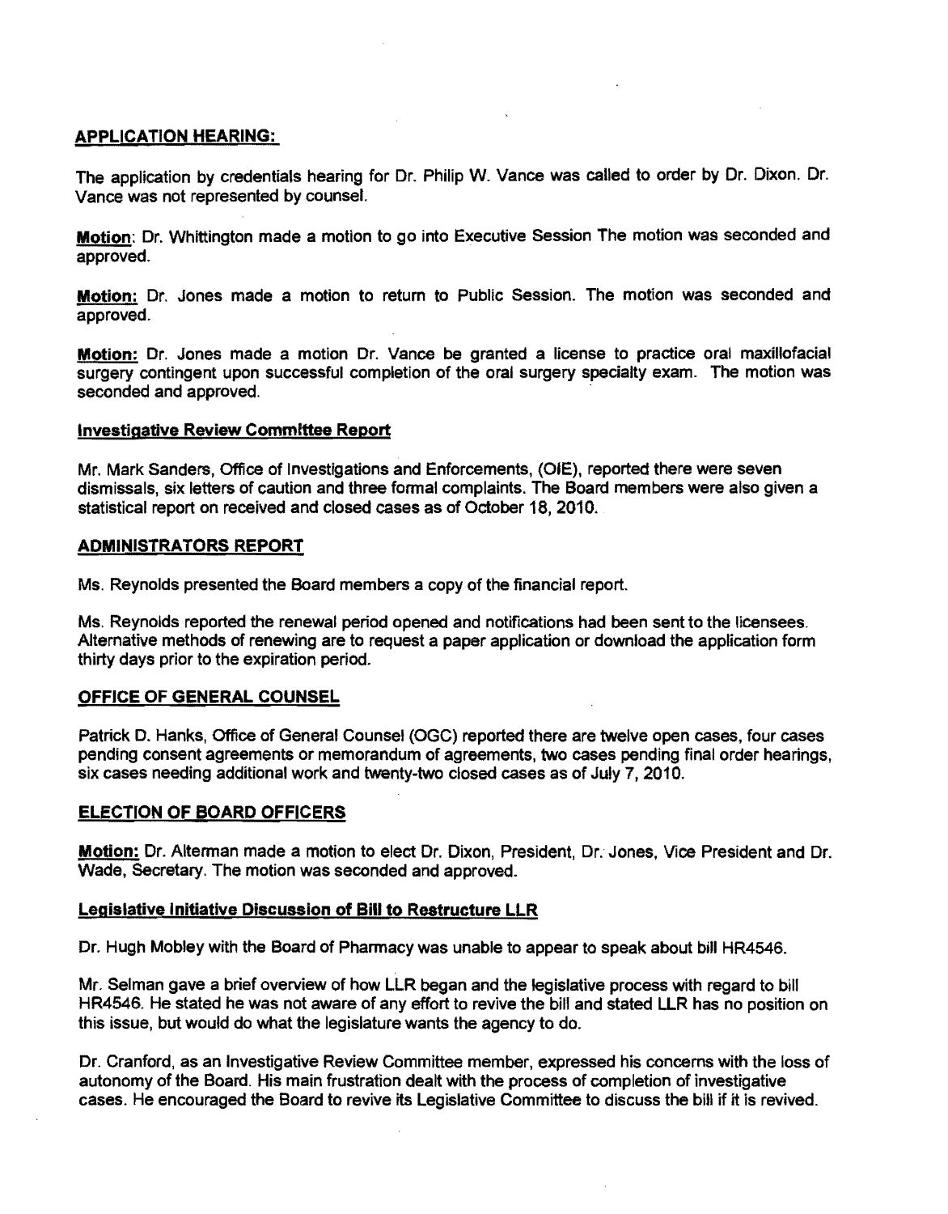## APPLICATION HEARING:

The application by credentials hearing for Dr. Philip W. Vance was called to order by Dr. Dixon. Dr. Vance was not represented by counsel.

**Motion**: Dr. Whittington made a motion to go into Executive Session The motion was seconded and approved.

**Motion:** Dr. Jones made a motion to return to Public Session. The motion was seconded and approved.

**Motion:** Dr. Jones made a motion Dr. Vance be granted a license to practice oral maxillofacial surgery contingent upon successful completion of the oral surgery specialty exam. The motion was seconded and approved.

### Investigative Review Committee Report

Mr. Mark Sanders, Office of Investigations and Enforcements, (OIE), reported there were seven dismissals, six letters of caution and three formal complaints. The Board members were also given a statistical report on received and closed cases as of October 18, 2010.

## ADMINISTRATORS REPORT

Ms. Reynolds presented the Board members a copy of the financial report.

Ms. Reynolds reported the renewal period opened and notifications had been sent to the licensees. Alternative methods of renewing are to request a paper application or download the application form thirty days prior to the expiration period.

## OFFICE OF GENERAL COUNSEL

Patrick D. Hanks, Office of General Counsel (OGC) reported there are twelve open cases, four cases pending consent agreements or memorandum of agreements, two cases pending final order hearings, six cases needing additional work and twenty-two closed cases as of July 7, 2010.

## ELECTION OF BOARD OFFICERS

**Motion:** Dr. Alterman made a motion to elect Dr. Dixon, President, Dr. Jones, Vice President and Dr. Wade, Secretary. The motion was seconded and approved.

### Legislative Initiative Discussion of Bill to Restructure LLR

Dr. Hugh Mobley with the Board of Pharmacy was unable to appear to speak about bill HR4546.

Mr. Selman gave a brief overview of how LLR began and the legislative process with regard to bill HR4546. He stated he was not aware of any effort to revive the bill and stated LLR has no position on this issue, but would do what the legislature wants the agency to do.

Dr. Cranford, as an Investigative Review Committee member, expressed his concerns with the loss of autonomy of the Board. His main frustration dealt with the process of completion of investigative cases. He encouraged the Board to revive its Legislative Committee to discuss the bill if it is revived.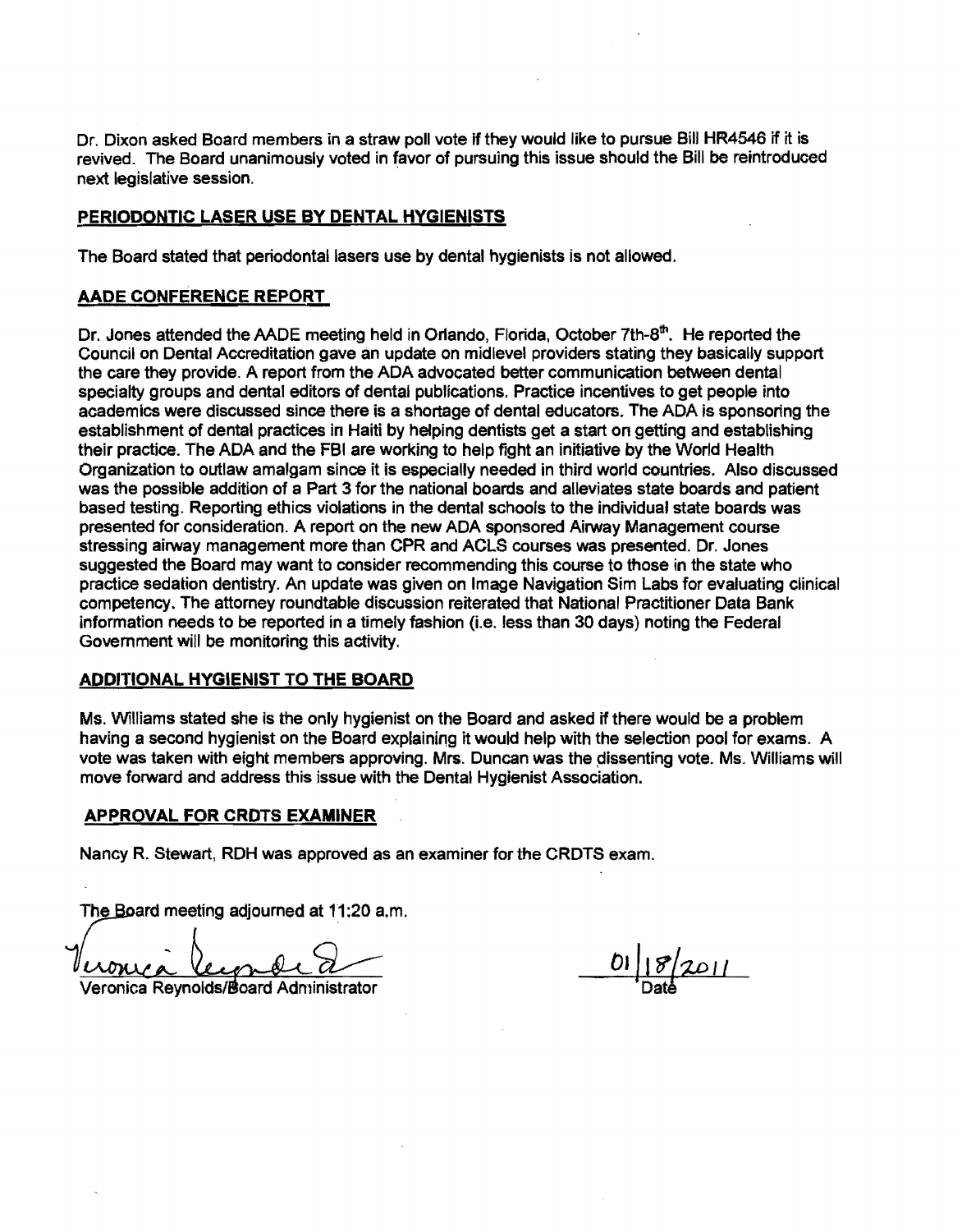Dr. Dixon asked Board members in a straw poll vote if they would like to pursue Bill HR4546 if it is revived. The Board unanimously voted in favor of pursuing this issue should the Bill be reintroduced next legislative session.

## PERIODONTIC LASER USE BY DENTAL HYGIENISTS

The Board stated that periodontal lasers use by dental hygienists is not allowed.

## AADE CONFERENCE REPORT

Dr. Jones attended the AADE meeting held in Orlando, Florida, October 7th-8th. He reported the Council on Dental Accreditation gave an update on midlevel providers stating they basically support the care they provide. A report from the ADA advocated better communication between dental specialty groups and dental editors of dental publications. Practice incentives to get people into academics were discussed since there is a shortage of dental educators. The ADA is sponsoring the establishment of dental practices in Haiti by helping dentists get a start on getting and establishing their practice. The ADA and the FBI are working to help fight an initiative by the World Health Organization to outlaw amalgam since it is especially needed in third world countries. Also discussed was the possible addition of a Part 3 for the national boards and alleviates state boards and patient based testing. Reporting ethics violations in the dental schools to the individual state boards was presented for consideration. A report on the new ADA sponsored Airway Management course stressing airway management more than CPR and ACLS courses was presented. Dr. Jones suggested the Board may want to consider recommending this course to those in the state who practice sedation dentistry. An update was given on Image Navigation Sim Labs for evaluating clinical competency. The attorney roundtable discussion reiterated that National Practitioner Data Bank information needs to be reported in a timely fashion (i.e. less than 30 days) noting the Federal Government will be monitoring this activity.

## ADDITIONAL HYGIENIST TO THE BOARD

Ms. Williams stated she is the only hygienist on the Board and asked if there would be a problem having a second hygienist on the Board explaining it would help with the selection pool for exams. A vote was taken with eight members approving. Mrs. Duncan was the dissenting vote. Ms. Williams will move forward and address this issue with the Dental Hygienist Association.

## APPROVAL FOR CRDTS EXAMINER

Nancy R. Stewart, RDH was approved as an examiner for the CRDTS exam.

The Board meeting adjourned at 11:20 a.m.

Veronica Reynolds/Board Administrator

01/18/2011
Date